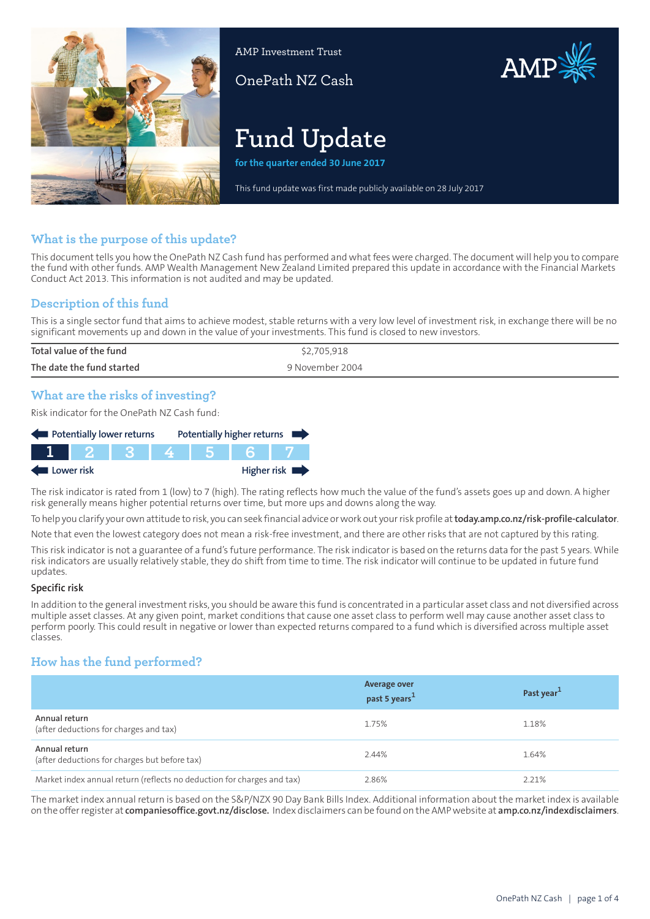AMP Investment Trust

OnePath NZ Cash

# Fund Update

**for the quarter ended 30 June 2017**

This fund update was first made publicly available on 28 July 2017

## What is the purpose of this update?

This document tells you how the OnePath NZ Cash fund has performed and what fees were charged. The document will help you to compare the fund with other funds. AMP Wealth Management New Zealand Limited prepared this update in accordance with the Financial Markets Conduct Act 2013. This information is not audited and may be updated.

## Description of this fund

This is a single sector fund that aims to achieve modest, stable returns with a very low level of investment risk, in exchange there will be no significant movements up and down in the value of your investments. This fund is closed to new investors.

| | |
|---|---|
| **Total value of the fund** | $2,705,918 |
| **The date the fund started** | 9 November 2004 |

## What are the risks of investing?

Risk indicator for the OnePath NZ Cash fund:

| Potentially lower returns | | | | | | Potentially higher returns |
|---|---|---|---|---|---|---|
| **1** | 2 | 3 | 4 | 5 | 6 | 7 |
| Lower risk | | | | | | Higher risk |

The risk indicator is rated from 1 (low) to 7 (high). The rating reflects how much the value of the fund's assets goes up and down. A higher risk generally means higher potential returns over time, but more ups and downs along the way.

To help you clarify your own attitude to risk, you can seek financial advice or work out your risk profile at **today.amp.co.nz/risk-profile-calculator**.

Note that even the lowest category does not mean a risk-free investment, and there are other risks that are not captured by this rating.

This risk indicator is not a guarantee of a fund's future performance. The risk indicator is based on the returns data for the past 5 years. While risk indicators are usually relatively stable, they do shift from time to time. The risk indicator will continue to be updated in future fund updates.

### Specific risk

In addition to the general investment risks, you should be aware this fund is concentrated in a particular asset class and not diversified across multiple asset classes. At any given point, market conditions that cause one asset class to perform well may cause another asset class to perform poorly. This could result in negative or lower than expected returns compared to a fund which is diversified across multiple asset classes.

## How has the fund performed?

| | Average over past 5 years[1] | Past year[1] |
|---|---|---|
| Annual return<br>(after deductions for charges and tax) | 1.75% | 1.18% |
| Annual return<br>(after deductions for charges but before tax) | 2.44% | 1.64% |
| Market index annual return (reflects no deduction for charges and tax) | 2.86% | 2.21% |

The market index annual return is based on the S&P/NZX 90 Day Bank Bills Index. Additional information about the market index is available on the offer register at **companiesoffice.govt.nz/disclose.** Index disclaimers can be found on the AMP website at **amp.co.nz/indexdisclaimers**.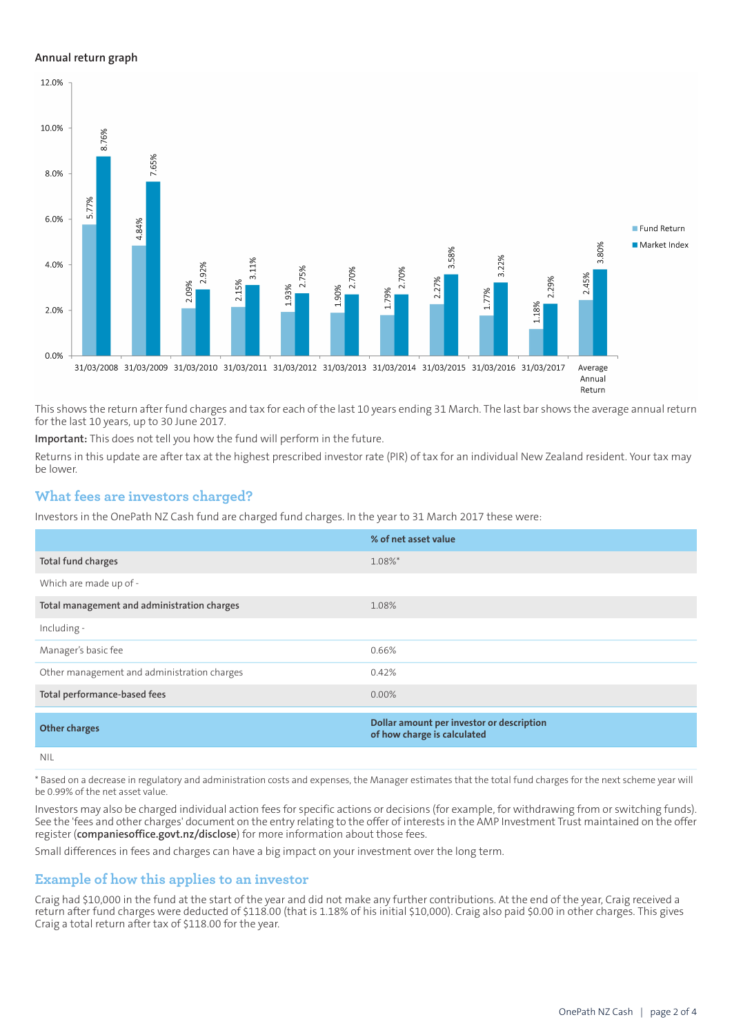**Annual return graph**

| | Fund Return | Market Index |
|---|---|---|
| 31/03/2008 | 5.77% | 8.76% |
| 31/03/2009 | 4.84% | 7.65% |
| 31/03/2010 | 2.09% | 2.92% |
| 31/03/2011 | 2.15% | 3.11% |
| 31/03/2012 | 1.93% | 2.75% |
| 31/03/2013 | 1.90% | 2.70% |
| 31/03/2014 | 1.79% | 2.70% |
| 31/03/2015 | 2.27% | 3.58% |
| 31/03/2016 | 1.77% | 3.22% |
| 31/03/2017 | 1.18% | 2.29% |
| Average Annual Return | 2.45% | 3.80% |

This shows the return after fund charges and tax for each of the last 10 years ending 31 March. The last bar shows the average annual return for the last 10 years, up to 30 June 2017.

**Important:** This does not tell you how the fund will perform in the future.

Returns in this update are after tax at the highest prescribed investor rate (PIR) of tax for an individual New Zealand resident. Your tax may be lower.

## What fees are investors charged?

Investors in the OnePath NZ Cash fund are charged fund charges. In the year to 31 March 2017 these were:

| | % of net asset value |
|---|---|
| **Total fund charges** | 1.08%* |
| Which are made up of - | |
| **Total management and administration charges** | 1.08% |
| Including - | |
| Manager's basic fee | 0.66% |
| Other management and administration charges | 0.42% |
| **Total performance-based fees** | 0.00% |

| **Other charges** | **Dollar amount per investor or description of how charge is calculated** |
|---|---|
| NIL | |

* Based on a decrease in regulatory and administration costs and expenses, the Manager estimates that the total fund charges for the next scheme year will be 0.99% of the net asset value.

Investors may also be charged individual action fees for specific actions or decisions (for example, for withdrawing from or switching funds). See the 'fees and other charges' document on the entry relating to the offer of interests in the AMP Investment Trust maintained on the offer register (**companiesoffice.govt.nz/disclose**) for more information about those fees.

Small differences in fees and charges can have a big impact on your investment over the long term.

## Example of how this applies to an investor

Craig had $10,000 in the fund at the start of the year and did not make any further contributions. At the end of the year, Craig received a return after fund charges were deducted of $118.00 (that is 1.18% of his initial $10,000). Craig also paid $0.00 in other charges. This gives Craig a total return after tax of $118.00 for the year.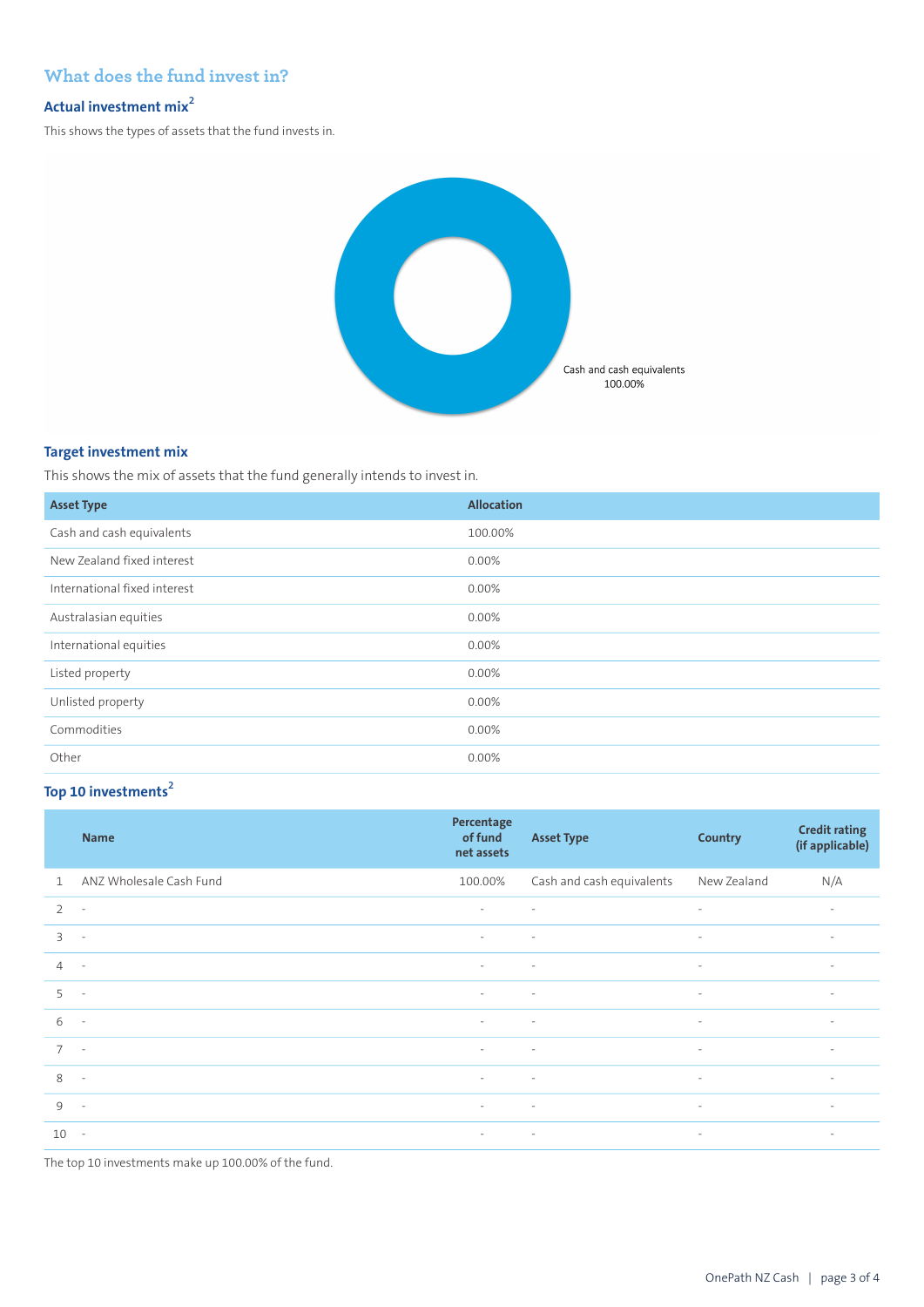## What does the fund invest in?

### Actual investment mix[2]

This shows the types of assets that the fund invests in.

Cash and cash equivalents
100.00%

### Target investment mix

This shows the mix of assets that the fund generally intends to invest in.

| Asset Type | Allocation |
|---|---|
| Cash and cash equivalents | 100.00% |
| New Zealand fixed interest | 0.00% |
| International fixed interest | 0.00% |
| Australasian equities | 0.00% |
| International equities | 0.00% |
| Listed property | 0.00% |
| Unlisted property | 0.00% |
| Commodities | 0.00% |
| Other | 0.00% |

### Top 10 investments[2]

| | Name | Percentage of fund net assets | Asset Type | Country | Credit rating (if applicable) |
|---|---|---|---|---|---|
| 1 | ANZ Wholesale Cash Fund | 100.00% | Cash and cash equivalents | New Zealand | N/A |
| 2 | - | - | - | - | - |
| 3 | - | - | - | - | - |
| 4 | - | - | - | - | - |
| 5 | - | - | - | - | - |
| 6 | - | - | - | - | - |
| 7 | - | - | - | - | - |
| 8 | - | - | - | - | - |
| 9 | - | - | - | - | - |
| 10 | - | - | - | - | - |

The top 10 investments make up 100.00% of the fund.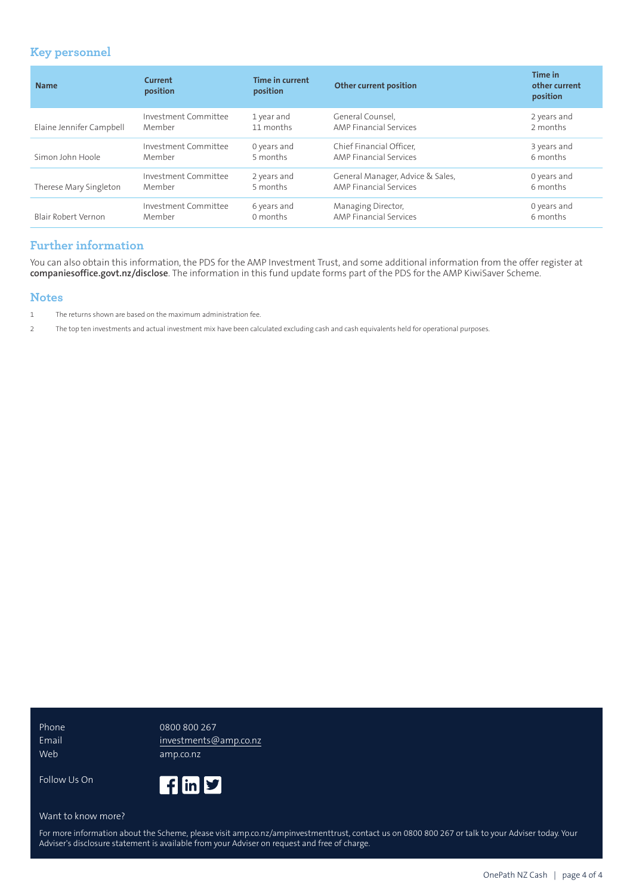## Key personnel

| Name | Current position | Time in current position | Other current position | Time in other current position |
|---|---|---|---|---|
| Elaine Jennifer Campbell | Investment Committee Member | 1 year and 11 months | General Counsel, AMP Financial Services | 2 years and 2 months |
| Simon John Hoole | Investment Committee Member | 0 years and 5 months | Chief Financial Officer, AMP Financial Services | 3 years and 6 months |
| Therese Mary Singleton | Investment Committee Member | 2 years and 5 months | General Manager, Advice & Sales, AMP Financial Services | 0 years and 6 months |
| Blair Robert Vernon | Investment Committee Member | 6 years and 0 months | Managing Director, AMP Financial Services | 0 years and 6 months |

## Further information

You can also obtain this information, the PDS for the AMP Investment Trust, and some additional information from the offer register at **companiesoffice.govt.nz/disclose**. The information in this fund update forms part of the PDS for the AMP KiwiSaver Scheme.

## Notes

1 The returns shown are based on the maximum administration fee.

2 The top ten investments and actual investment mix have been calculated excluding cash and cash equivalents held for operational purposes.

Phone 0800 800 267
Email investments@amp.co.nz
Web amp.co.nz

Follow Us On

Want to know more?

For more information about the Scheme, please visit amp.co.nz/ampinvestmenttrust, contact us on 0800 800 267 or talk to your Adviser today. Your Adviser's disclosure statement is available from your Adviser on request and free of charge.